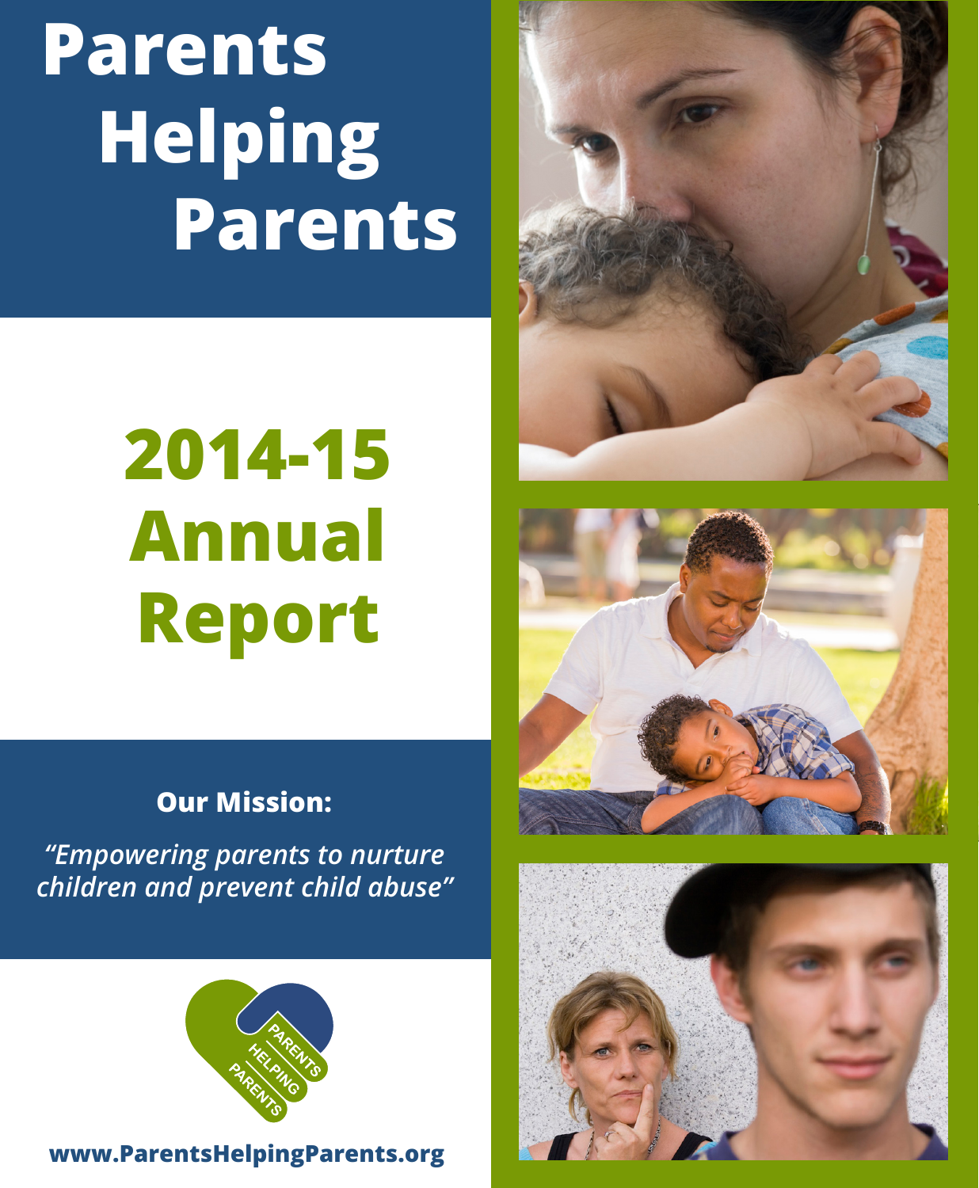# Parents Helping Parents

# 2014-15 Annual Report

**Our Mission:**

*"Empowering parents to nurture children and prevent child abuse"*

PARENTS HELPING PARENTS

**www.ParentsHelpingParents.org**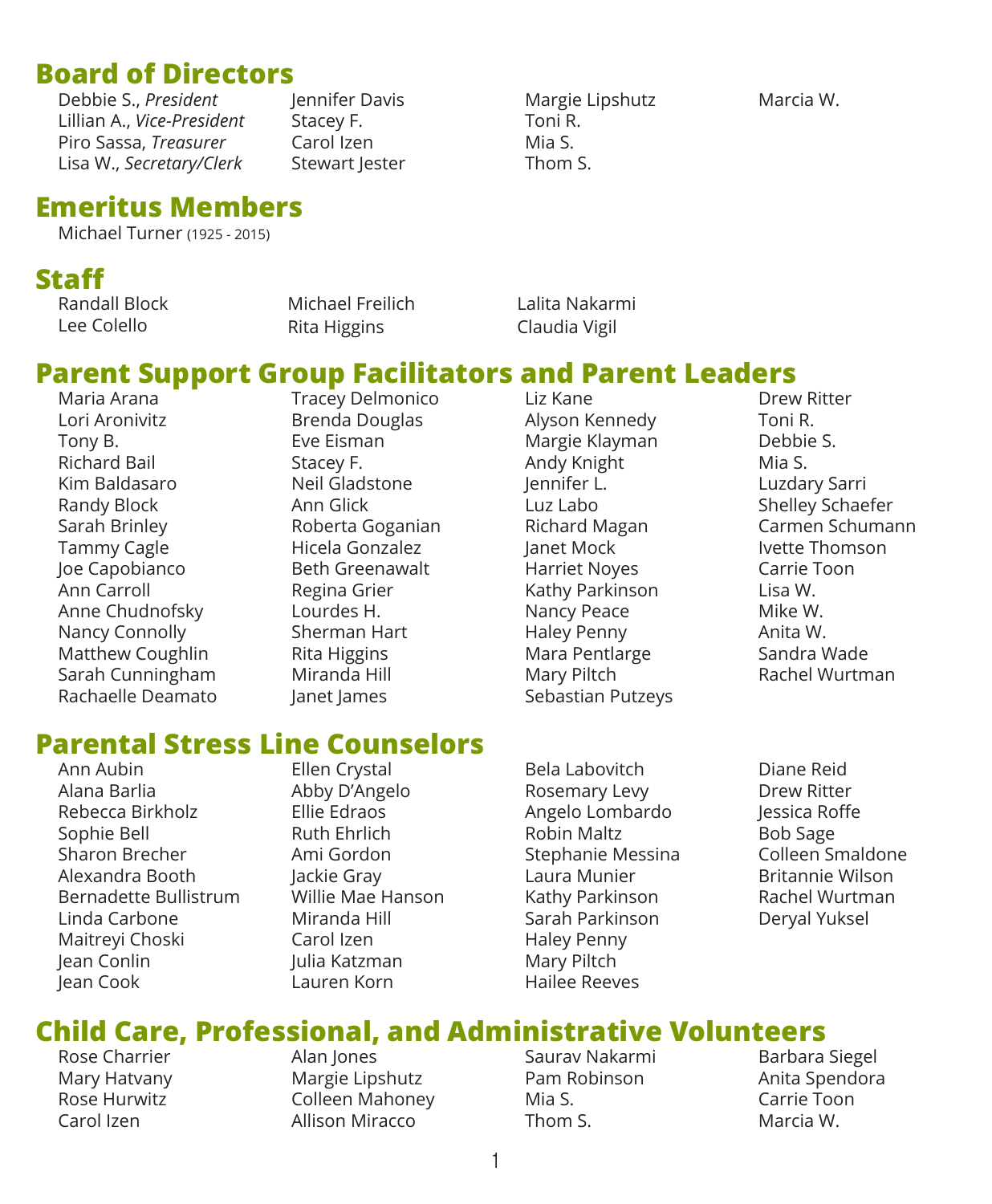## Board of Directors

Debbie S., *President*
Lillian A., *Vice-President*
Piro Sassa, *Treasurer*
Lisa W., *Secretary/Clerk*
Jennifer Davis
Stacey F.
Carol Izen
Stewart Jester
Margie Lipshutz
Toni R.
Mia S.
Thom S.
Marcia W.

## Emeritus Members

Michael Turner (1925 - 2015)

## Staff

Randall Block
Lee Colello
Michael Freilich
Rita Higgins
Lalita Nakarmi
Claudia Vigil

## Parent Support Group Facilitators and Parent Leaders

Maria Arana
Lori Aronivitz
Tony B.
Richard Bail
Kim Baldasaro
Randy Block
Sarah Brinley
Tammy Cagle
Joe Capobianco
Ann Carroll
Anne Chudnofsky
Nancy Connolly
Matthew Coughlin
Sarah Cunningham
Rachaelle Deamato
Tracey Delmonico
Brenda Douglas
Eve Eisman
Stacey F.
Neil Gladstone
Ann Glick
Roberta Goganian
Hicela Gonzalez
Beth Greenawalt
Regina Grier
Lourdes H.
Sherman Hart
Rita Higgins
Miranda Hill
Janet James
Liz Kane
Alyson Kennedy
Margie Klayman
Andy Knight
Jennifer L.
Luz Labo
Richard Magan
Janet Mock
Harriet Noyes
Kathy Parkinson
Nancy Peace
Haley Penny
Mara Pentlarge
Mary Piltch
Sebastian Putzeys
Drew Ritter
Toni R.
Debbie S.
Mia S.
Luzdary Sarri
Shelley Schaefer
Carmen Schumann
Ivette Thomson
Carrie Toon
Lisa W.
Mike W.
Anita W.
Sandra Wade
Rachel Wurtman

## Parental Stress Line Counselors

Ann Aubin
Alana Barlia
Rebecca Birkholz
Sophie Bell
Sharon Brecher
Alexandra Booth
Bernadette Bullistrum
Linda Carbone
Maitreyi Choski
Jean Conlin
Jean Cook
Ellen Crystal
Abby D'Angelo
Ellie Edraos
Ruth Ehrlich
Ami Gordon
Jackie Gray
Willie Mae Hanson
Miranda Hill
Carol Izen
Julia Katzman
Lauren Korn
Bela Labovitch
Rosemary Levy
Angelo Lombardo
Robin Maltz
Stephanie Messina
Laura Munier
Kathy Parkinson
Sarah Parkinson
Haley Penny
Mary Piltch
Hailee Reeves
Diane Reid
Drew Ritter
Jessica Roffe
Bob Sage
Colleen Smaldone
Britannie Wilson
Rachel Wurtman
Deryal Yuksel

## Child Care, Professional, and Administrative Volunteers

Rose Charrier
Mary Hatvany
Rose Hurwitz
Carol Izen
Alan Jones
Margie Lipshutz
Colleen Mahoney
Allison Miracco
Saurav Nakarmi
Pam Robinson
Mia S.
Thom S.
Barbara Siegel
Anita Spendora
Carrie Toon
Marcia W.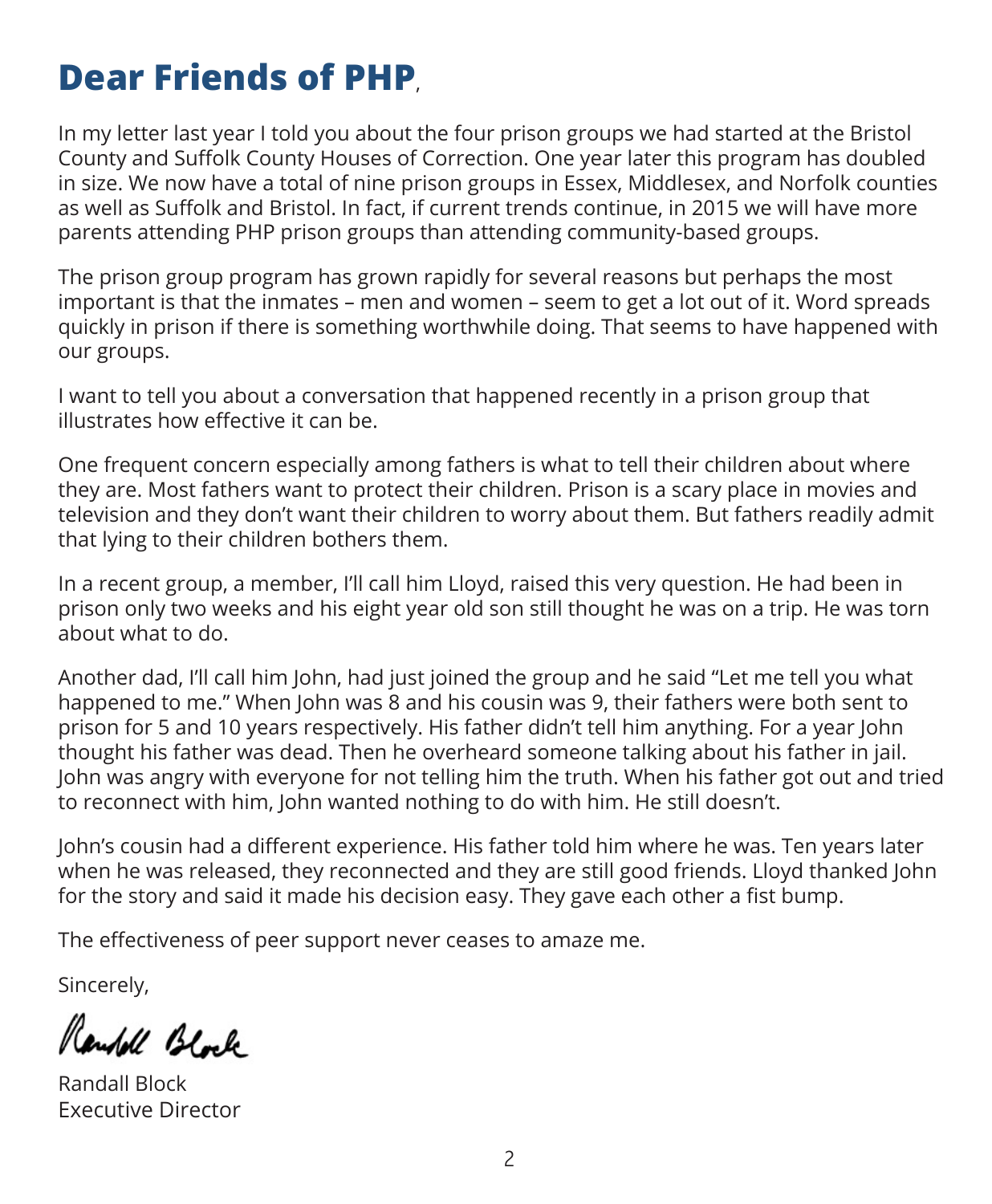# Dear Friends of PHP,

In my letter last year I told you about the four prison groups we had started at the Bristol County and Suffolk County Houses of Correction. One year later this program has doubled in size. We now have a total of nine prison groups in Essex, Middlesex, and Norfolk counties as well as Suffolk and Bristol. In fact, if current trends continue, in 2015 we will have more parents attending PHP prison groups than attending community-based groups.

The prison group program has grown rapidly for several reasons but perhaps the most important is that the inmates – men and women – seem to get a lot out of it. Word spreads quickly in prison if there is something worthwhile doing. That seems to have happened with our groups.

I want to tell you about a conversation that happened recently in a prison group that illustrates how effective it can be.

One frequent concern especially among fathers is what to tell their children about where they are. Most fathers want to protect their children. Prison is a scary place in movies and television and they don't want their children to worry about them. But fathers readily admit that lying to their children bothers them.

In a recent group, a member, I'll call him Lloyd, raised this very question. He had been in prison only two weeks and his eight year old son still thought he was on a trip. He was torn about what to do.

Another dad, I'll call him John, had just joined the group and he said "Let me tell you what happened to me." When John was 8 and his cousin was 9, their fathers were both sent to prison for 5 and 10 years respectively. His father didn't tell him anything. For a year John thought his father was dead. Then he overheard someone talking about his father in jail. John was angry with everyone for not telling him the truth. When his father got out and tried to reconnect with him, John wanted nothing to do with him. He still doesn't.

John's cousin had a different experience. His father told him where he was. Ten years later when he was released, they reconnected and they are still good friends. Lloyd thanked John for the story and said it made his decision easy. They gave each other a fist bump.

The effectiveness of peer support never ceases to amaze me.

Sincerely,

Randall Block

Randall Block
Executive Director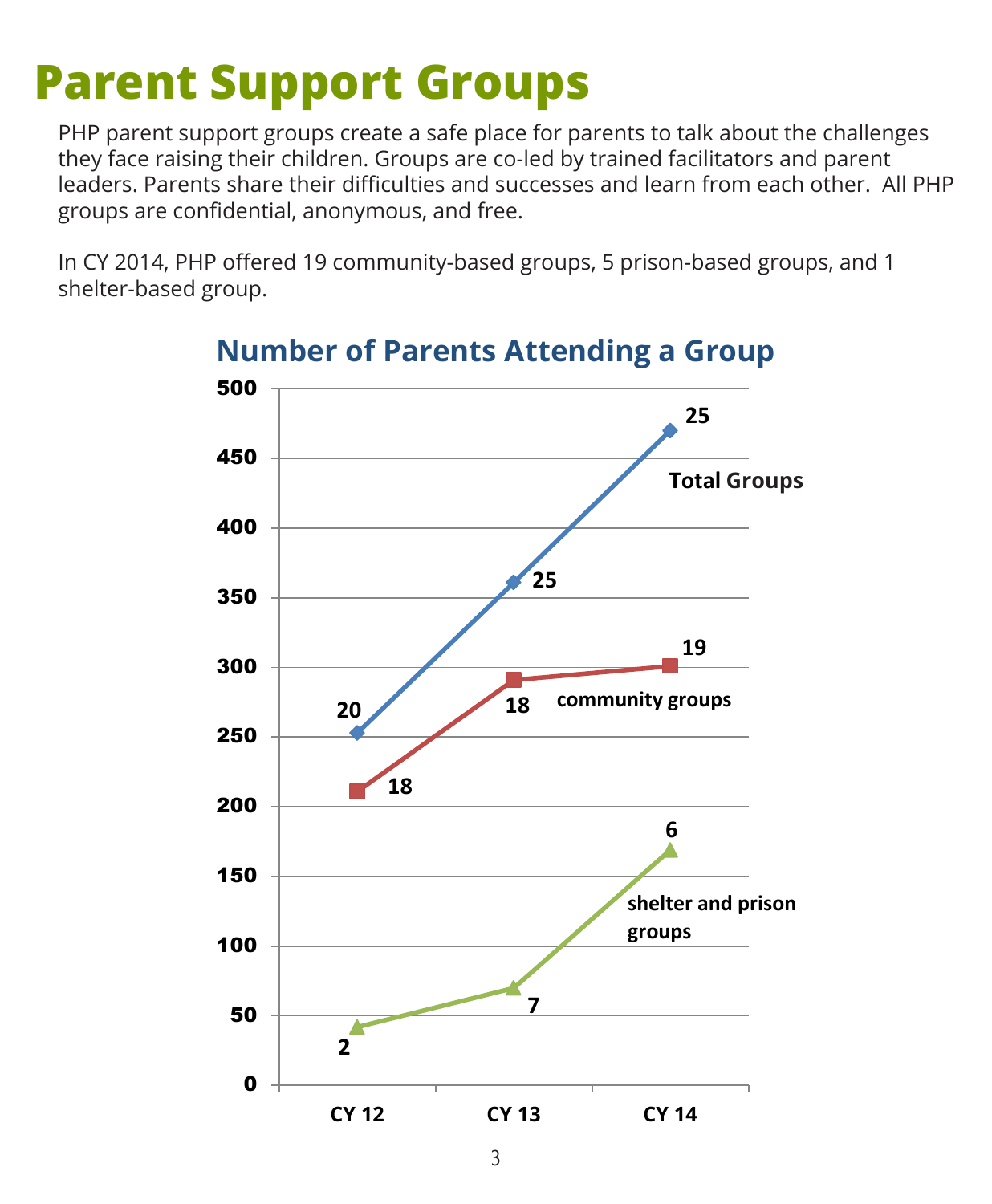# Parent Support Groups

PHP parent support groups create a safe place for parents to talk about the challenges they face raising their children. Groups are co-led by trained facilitators and parent leaders. Parents share their difficulties and successes and learn from each other. All PHP groups are confidential, anonymous, and free.

In CY 2014, PHP offered 19 community-based groups, 5 prison-based groups, and 1 shelter-based group.

## Number of Parents Attending a Group

| | CY 12 | CY 13 | CY 14 |
|---|---|---|---|
| Total Groups (number of groups) | 20 | 25 | 25 |
| community groups (number of groups) | 18 | 18 | 19 |
| shelter and prison groups (number of groups) | 2 | 7 | 6 |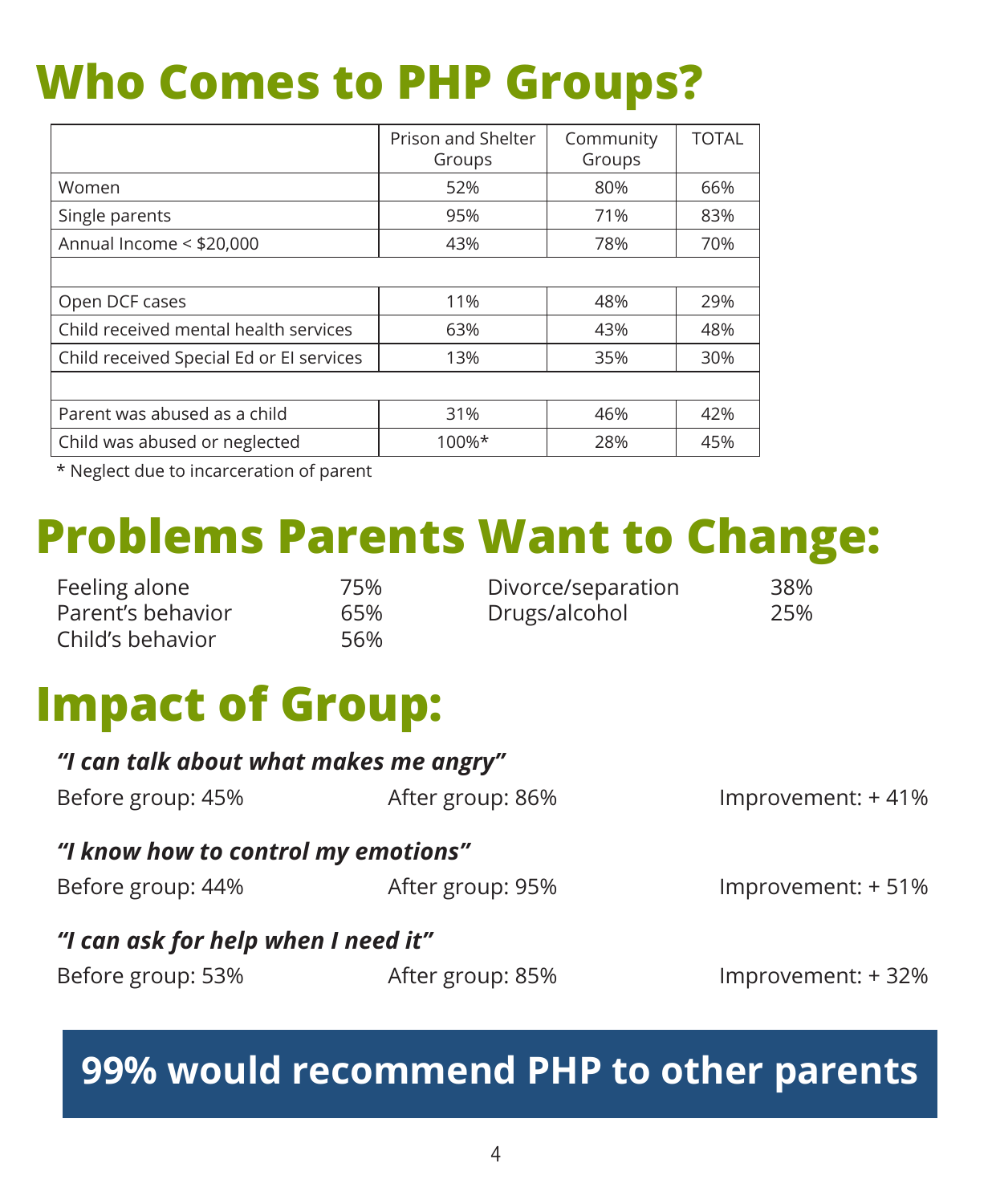# Who Comes to PHP Groups?

| | Prison and Shelter Groups | Community Groups | TOTAL |
|---|---|---|---|
| Women | 52% | 80% | 66% |
| Single parents | 95% | 71% | 83% |
| Annual Income < $20,000 | 43% | 78% | 70% |
| | | | |
| Open DCF cases | 11% | 48% | 29% |
| Child received mental health services | 63% | 43% | 48% |
| Child received Special Ed or EI services | 13% | 35% | 30% |
| | | | |
| Parent was abused as a child | 31% | 46% | 42% |
| Child was abused or neglected | 100%* | 28% | 45% |

* Neglect due to incarceration of parent

# Problems Parents Want to Change:

| | |
|---|---|
| Feeling alone | 75% |
| Parent's behavior | 65% |
| Child's behavior | 56% |
| Divorce/separation | 38% |
| Drugs/alcohol | 25% |

# Impact of Group:

***"I can talk about what makes me angry"***

Before group: 45% After group: 86% Improvement: + 41%

***"I know how to control my emotions"***

Before group: 44% After group: 95% Improvement: + 51%

***"I can ask for help when I need it"***

Before group: 53% After group: 85% Improvement: + 32%

**99% would recommend PHP to other parents**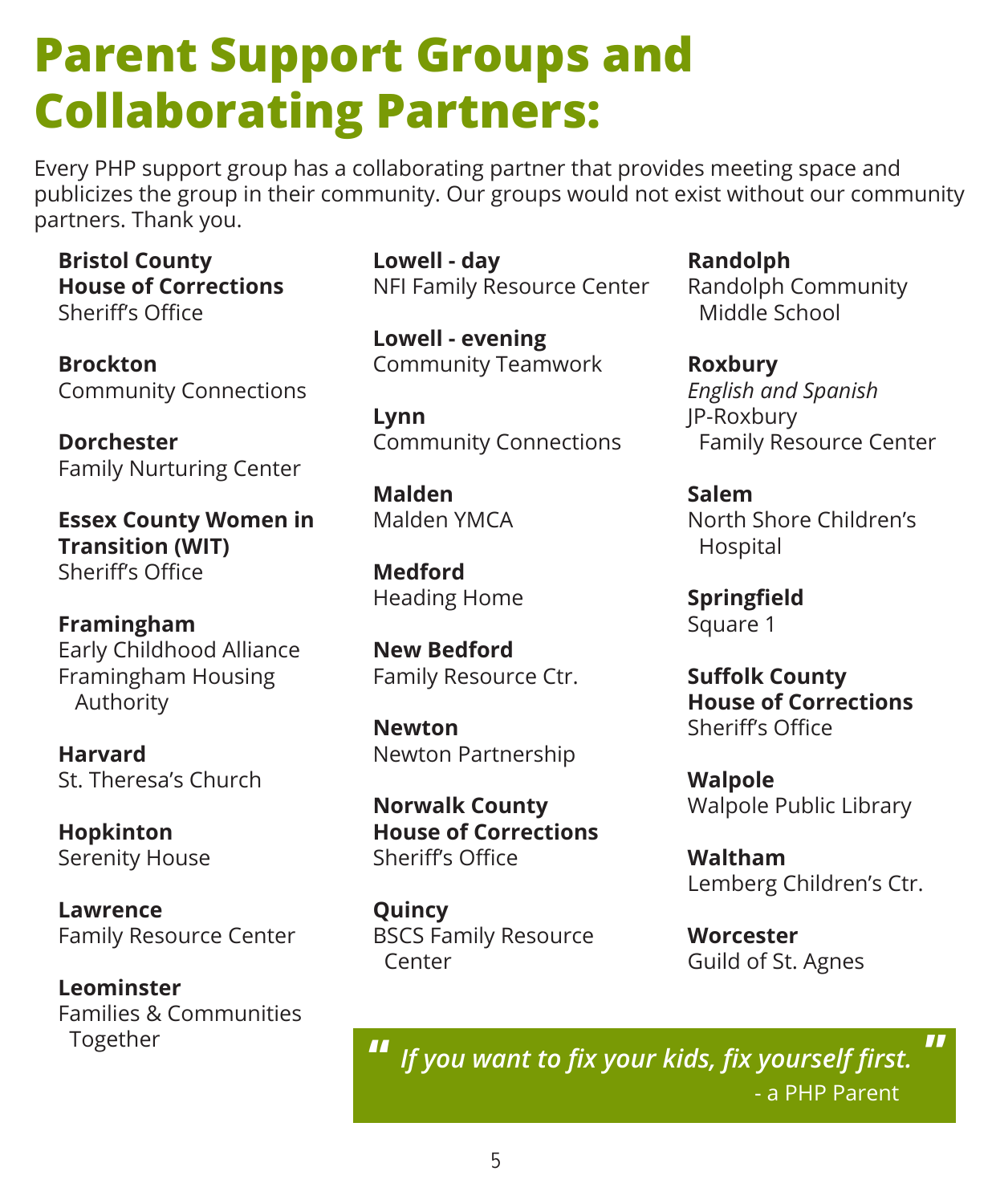# Parent Support Groups and Collaborating Partners:

Every PHP support group has a collaborating partner that provides meeting space and publicizes the group in their community. Our groups would not exist without our community partners. Thank you.

**Bristol County House of Corrections**
Sheriff's Office

**Brockton**
Community Connections

**Dorchester**
Family Nurturing Center

**Essex County Women in Transition (WIT)**
Sheriff's Office

**Framingham**
Early Childhood Alliance
Framingham Housing Authority

**Harvard**
St. Theresa's Church

**Hopkinton**
Serenity House

**Lawrence**
Family Resource Center

**Leominster**
Families & Communities Together

**Lowell - day**
NFI Family Resource Center

**Lowell - evening**
Community Teamwork

**Lynn**
Community Connections

**Malden**
Malden YMCA

**Medford**
Heading Home

**New Bedford**
Family Resource Ctr.

**Newton**
Newton Partnership

**Norwalk County House of Corrections**
Sheriff's Office

**Quincy**
BSCS Family Resource Center

**Randolph**
Randolph Community Middle School

**Roxbury**
*English and Spanish*
JP-Roxbury Family Resource Center

**Salem**
North Shore Children's Hospital

**Springfield**
Square 1

**Suffolk County House of Corrections**
Sheriff's Office

**Walpole**
Walpole Public Library

**Waltham**
Lemberg Children's Ctr.

**Worcester**
Guild of St. Agnes

> ***"If you want to fix your kids, fix yourself first."***
> - a PHP Parent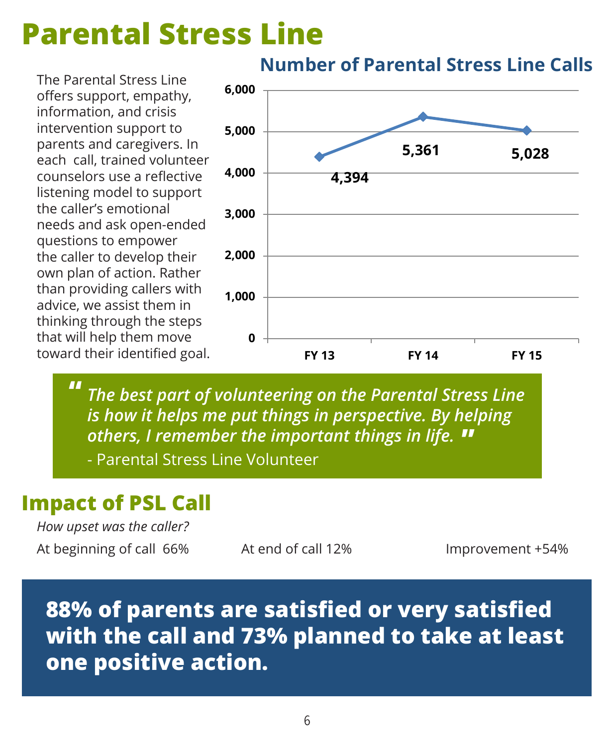# Parental Stress Line

The Parental Stress Line offers support, empathy, information, and crisis intervention support to parents and caregivers. In each call, trained volunteer counselors use a reflective listening model to support the caller's emotional needs and ask open-ended questions to empower the caller to develop their own plan of action. Rather than providing callers with advice, we assist them in thinking through the steps that will help them move toward their identified goal.

## Number of Parental Stress Line Calls

| Fiscal Year | Calls |
|---|---|
| FY 13 | 4,394 |
| FY 14 | 5,361 |
| FY 15 | 5,028 |

> *"The best part of volunteering on the Parental Stress Line is how it helps me put things in perspective. By helping others, I remember the important things in life."*
>
> \- Parental Stress Line Volunteer

## Impact of PSL Call

*How upset was the caller?*

At beginning of call 66% | At end of call 12% | Improvement +54%

**88% of parents are satisfied or very satisfied with the call and 73% planned to take at least one positive action.**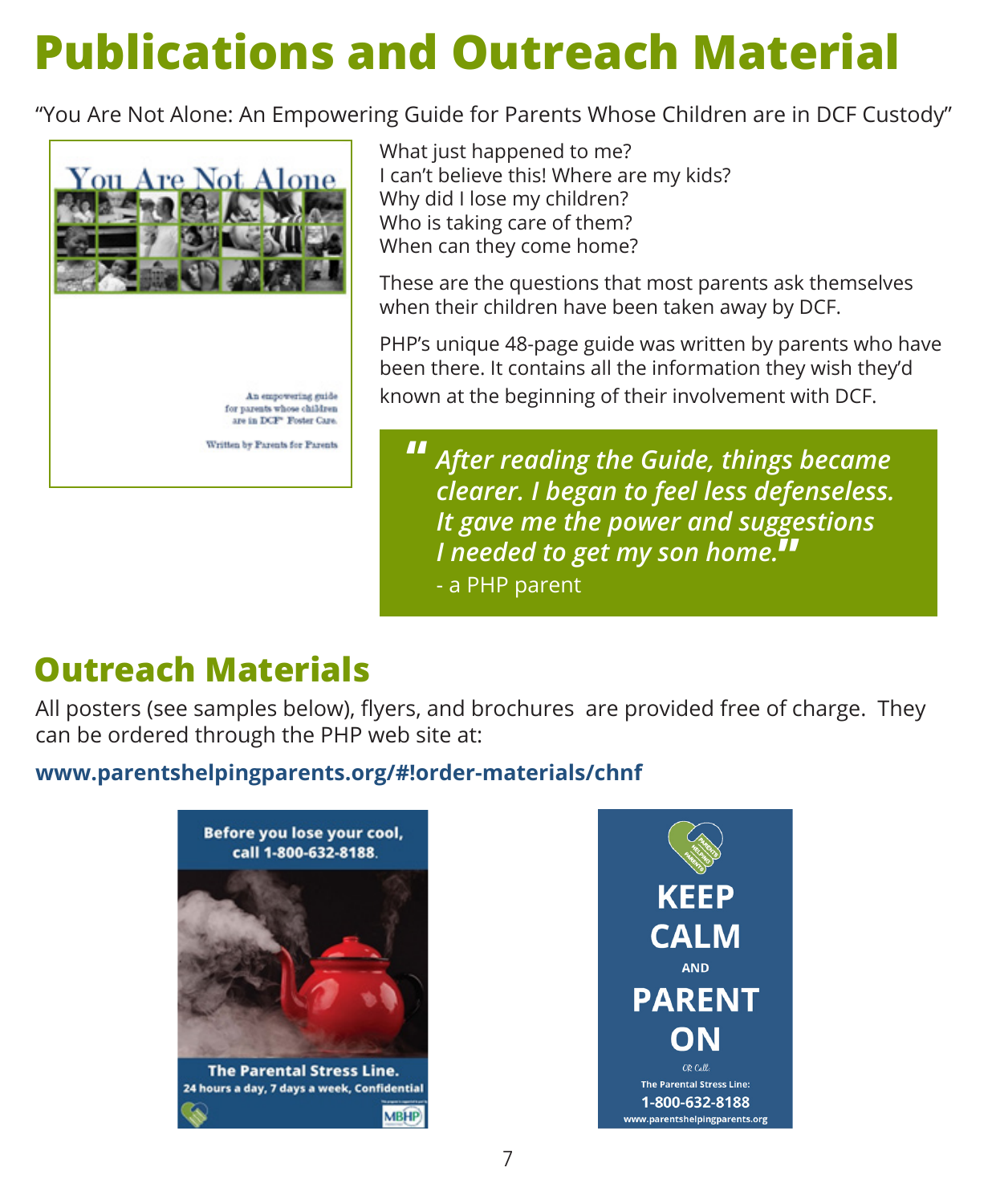# Publications and Outreach Material

"You Are Not Alone: An Empowering Guide for Parents Whose Children are in DCF Custody"

What just happened to me?
I can't believe this! Where are my kids?
Why did I lose my children?
Who is taking care of them?
When can they come home?

These are the questions that most parents ask themselves when their children have been taken away by DCF.

PHP's unique 48-page guide was written by parents who have been there. It contains all the information they wish they'd known at the beginning of their involvement with DCF.

> *"After reading the Guide, things became clearer. I began to feel less defenseless. It gave me the power and suggestions I needed to get my son home."*
>
> \- a PHP parent

## Outreach Materials

All posters (see samples below), flyers, and brochures are provided free of charge. They can be ordered through the PHP web site at:

**www.parentshelpingparents.org/#!order-materials/chnf**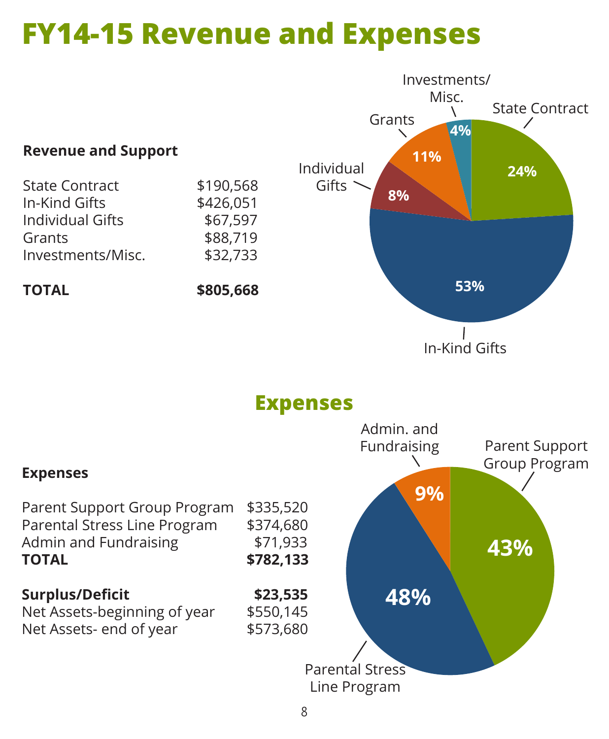# FY14-15 Revenue and Expenses

**Revenue and Support**

| | |
|---|---|
| State Contract | $190,568 |
| In-Kind Gifts | $426,051 |
| Individual Gifts | $67,597 |
| Grants | $88,719 |
| Investments/Misc. | $32,733 |
| **TOTAL** | **$805,668** |

| Revenue | Percent |
|---|---|
| State Contract | 24% |
| In-Kind Gifts | 53% |
| Individual Gifts | 8% |
| Grants | 11% |
| Investments/Misc. | 4% |

## Expenses

**Expenses**

| | |
|---|---|
| Parent Support Group Program | $335,520 |
| Parental Stress Line Program | $374,680 |
| Admin and Fundraising | $71,933 |
| **TOTAL** | **$782,133** |
| | |
| **Surplus/Deficit** | **$23,535** |
| Net Assets-beginning of year | $550,145 |
| Net Assets- end of year | $573,680 |

| Expense | Percent |
|---|---|
| Parent Support Group Program | 43% |
| Parental Stress Line Program | 48% |
| Admin. and Fundraising | 9% |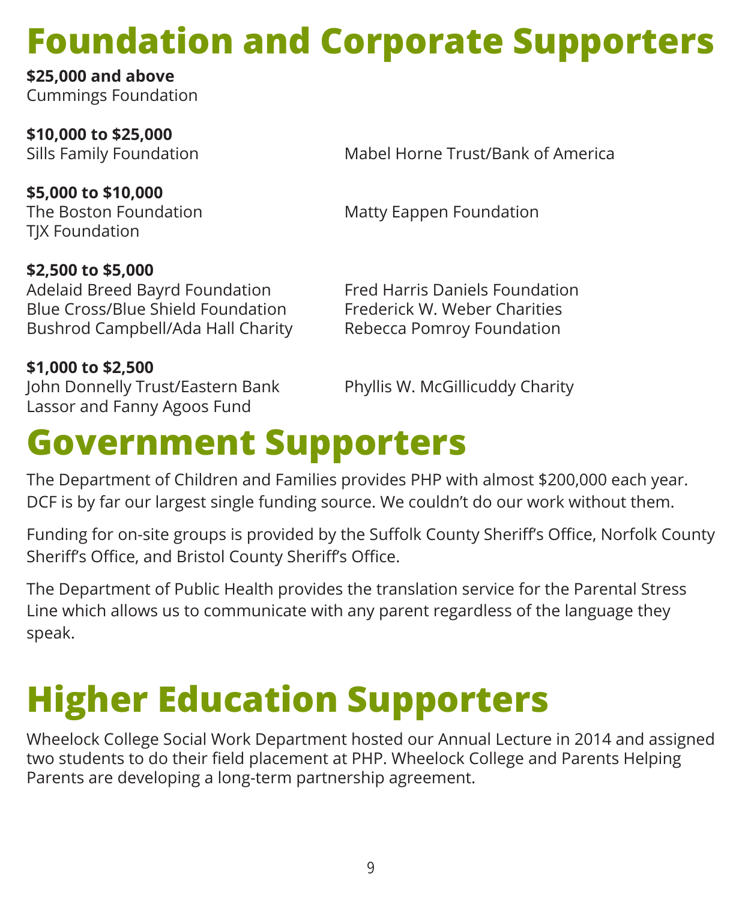# Foundation and Corporate Supporters

**$25,000 and above**
Cummings Foundation

**$10,000 to $25,000**
Sills Family Foundation
Mabel Horne Trust/Bank of America

**$5,000 to $10,000**
The Boston Foundation
TJX Foundation
Matty Eappen Foundation

**$2,500 to $5,000**
Adelaid Breed Bayrd Foundation
Blue Cross/Blue Shield Foundation
Bushrod Campbell/Ada Hall Charity
Fred Harris Daniels Foundation
Frederick W. Weber Charities
Rebecca Pomroy Foundation

**$1,000 to $2,500**
John Donnelly Trust/Eastern Bank
Lassor and Fanny Agoos Fund
Phyllis W. McGillicuddy Charity

# Government Supporters

The Department of Children and Families provides PHP with almost $200,000 each year. DCF is by far our largest single funding source. We couldn't do our work without them.

Funding for on-site groups is provided by the Suffolk County Sheriff's Office, Norfolk County Sheriff's Office, and Bristol County Sheriff's Office.

The Department of Public Health provides the translation service for the Parental Stress Line which allows us to communicate with any parent regardless of the language they speak.

# Higher Education Supporters

Wheelock College Social Work Department hosted our Annual Lecture in 2014 and assigned two students to do their field placement at PHP. Wheelock College and Parents Helping Parents are developing a long-term partnership agreement.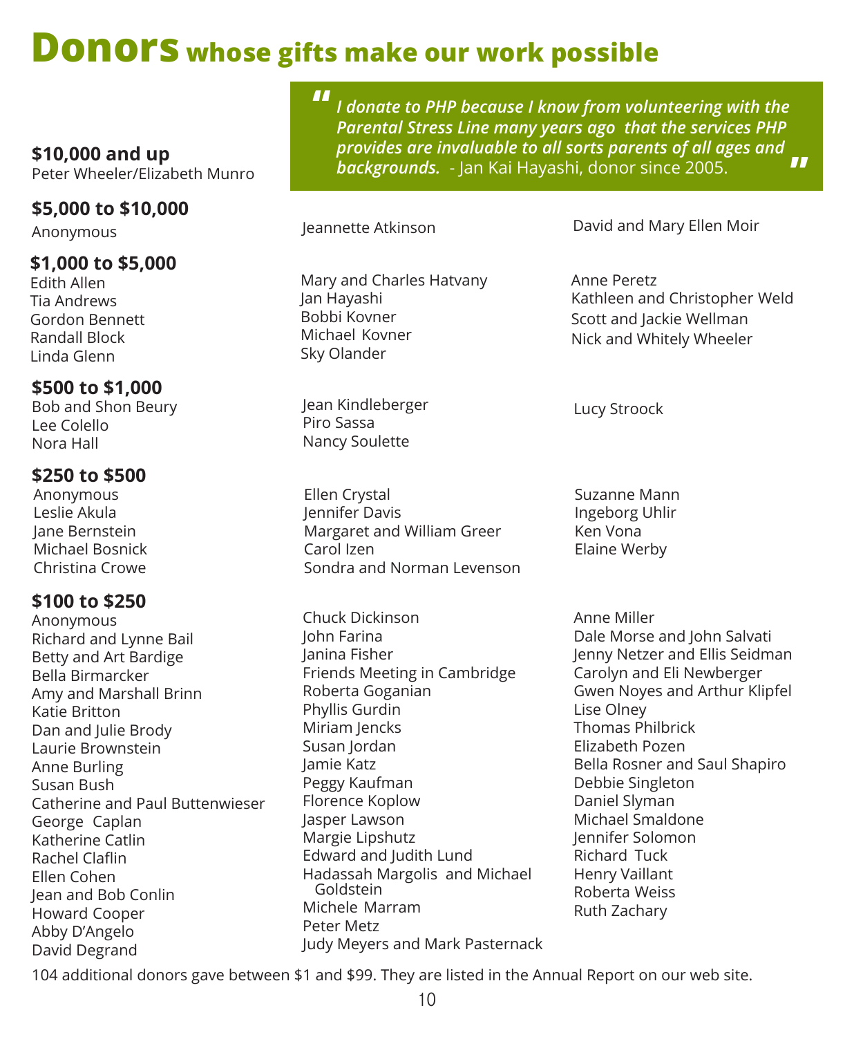# Donors whose gifts make our work possible

> *I donate to PHP because I know from volunteering with the Parental Stress Line many years ago that the services PHP provides are invaluable to all sorts parents of all ages and backgrounds.* - Jan Kai Hayashi, donor since 2005.

### $10,000 and up

Peter Wheeler/Elizabeth Munro

### $5,000 to $10,000

Anonymous

Jeannette Atkinson

David and Mary Ellen Moir

### $1,000 to $5,000

Edith Allen
Tia Andrews
Gordon Bennett
Randall Block
Linda Glenn
Mary and Charles Hatvany
Jan Hayashi
Bobbi Kovner
Michael Kovner
Sky Olander
Anne Peretz
Kathleen and Christopher Weld
Scott and Jackie Wellman
Nick and Whitely Wheeler

### $500 to $1,000

Bob and Shon Beury
Lee Colello
Nora Hall
Jean Kindleberger
Piro Sassa
Nancy Soulette
Lucy Stroock

### $250 to $500

Anonymous
Leslie Akula
Jane Bernstein
Michael Bosnick
Christina Crowe
Ellen Crystal
Jennifer Davis
Margaret and William Greer
Carol Izen
Sondra and Norman Levenson
Suzanne Mann
Ingeborg Uhlir
Ken Vona
Elaine Werby

### $100 to $250

Anonymous
Richard and Lynne Bail
Betty and Art Bardige
Bella Birmarcker
Amy and Marshall Brinn
Katie Britton
Dan and Julie Brody
Laurie Brownstein
Anne Burling
Susan Bush
Catherine and Paul Buttenwieser
George Caplan
Katherine Catlin
Rachel Claflin
Ellen Cohen
Jean and Bob Conlin
Howard Cooper
Abby D'Angelo
David Degrand
Chuck Dickinson
John Farina
Janina Fisher
Friends Meeting in Cambridge
Roberta Goganian
Phyllis Gurdin
Miriam Jencks
Susan Jordan
Jamie Katz
Peggy Kaufman
Florence Koplow
Jasper Lawson
Margie Lipshutz
Edward and Judith Lund
Hadassah Margolis and Michael Goldstein
Michele Marram
Peter Metz
Judy Meyers and Mark Pasternack
Anne Miller
Dale Morse and John Salvati
Jenny Netzer and Ellis Seidman
Carolyn and Eli Newberger
Gwen Noyes and Arthur Klipfel
Lise Olney
Thomas Philbrick
Elizabeth Pozen
Bella Rosner and Saul Shapiro
Debbie Singleton
Daniel Slyman
Michael Smaldone
Jennifer Solomon
Richard Tuck
Henry Vaillant
Roberta Weiss
Ruth Zachary

104 additional donors gave between $1 and $99. They are listed in the Annual Report on our web site.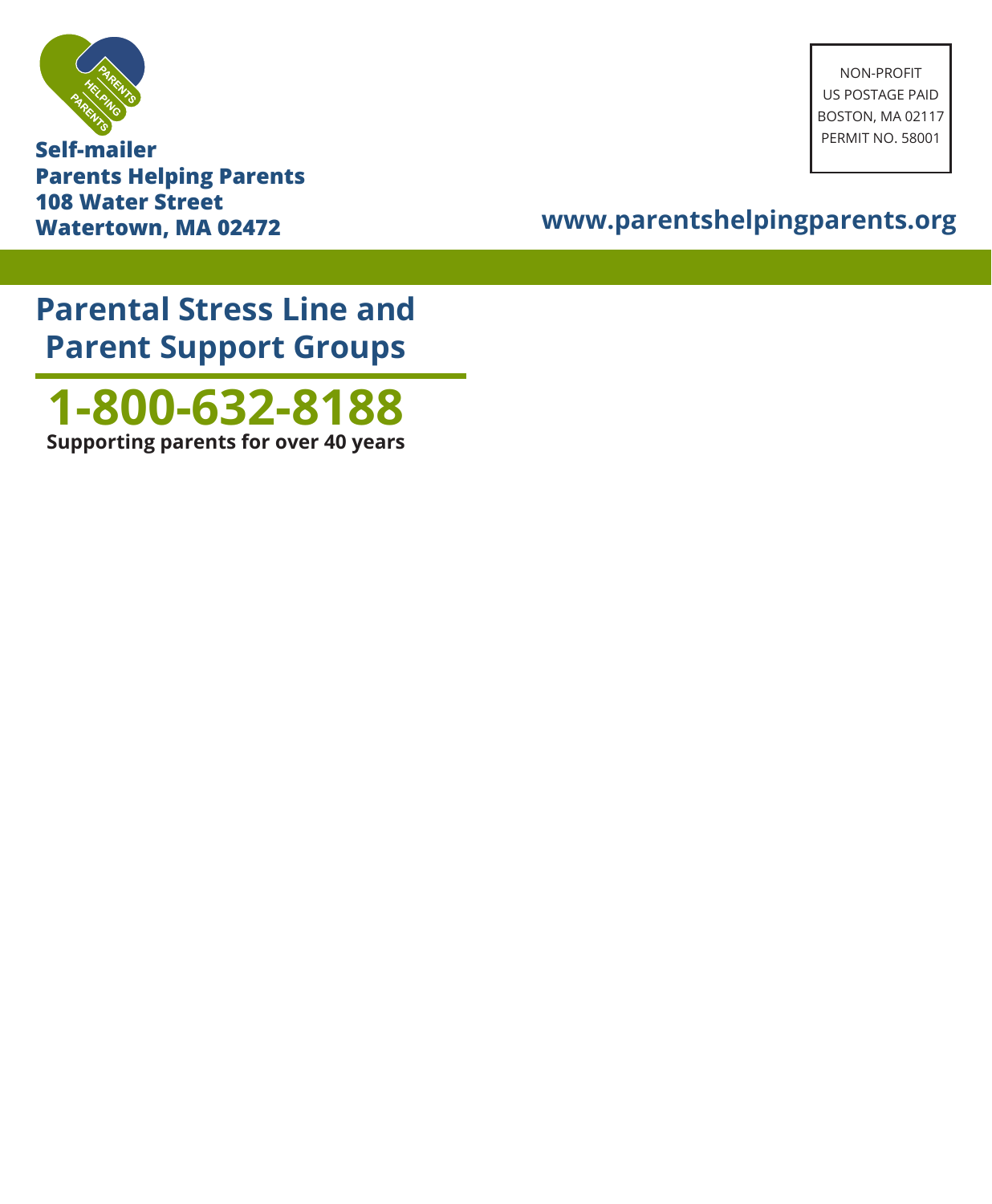**Self-mailer**
**Parents Helping Parents**
**108 Water Street**
**Watertown, MA 02472**

NON-PROFIT
US POSTAGE PAID
BOSTON, MA 02117
PERMIT NO. 58001

**www.parentshelpingparents.org**

# Parental Stress Line and Parent Support Groups

# 1-800-632-8188

**Supporting parents for over 40 years**